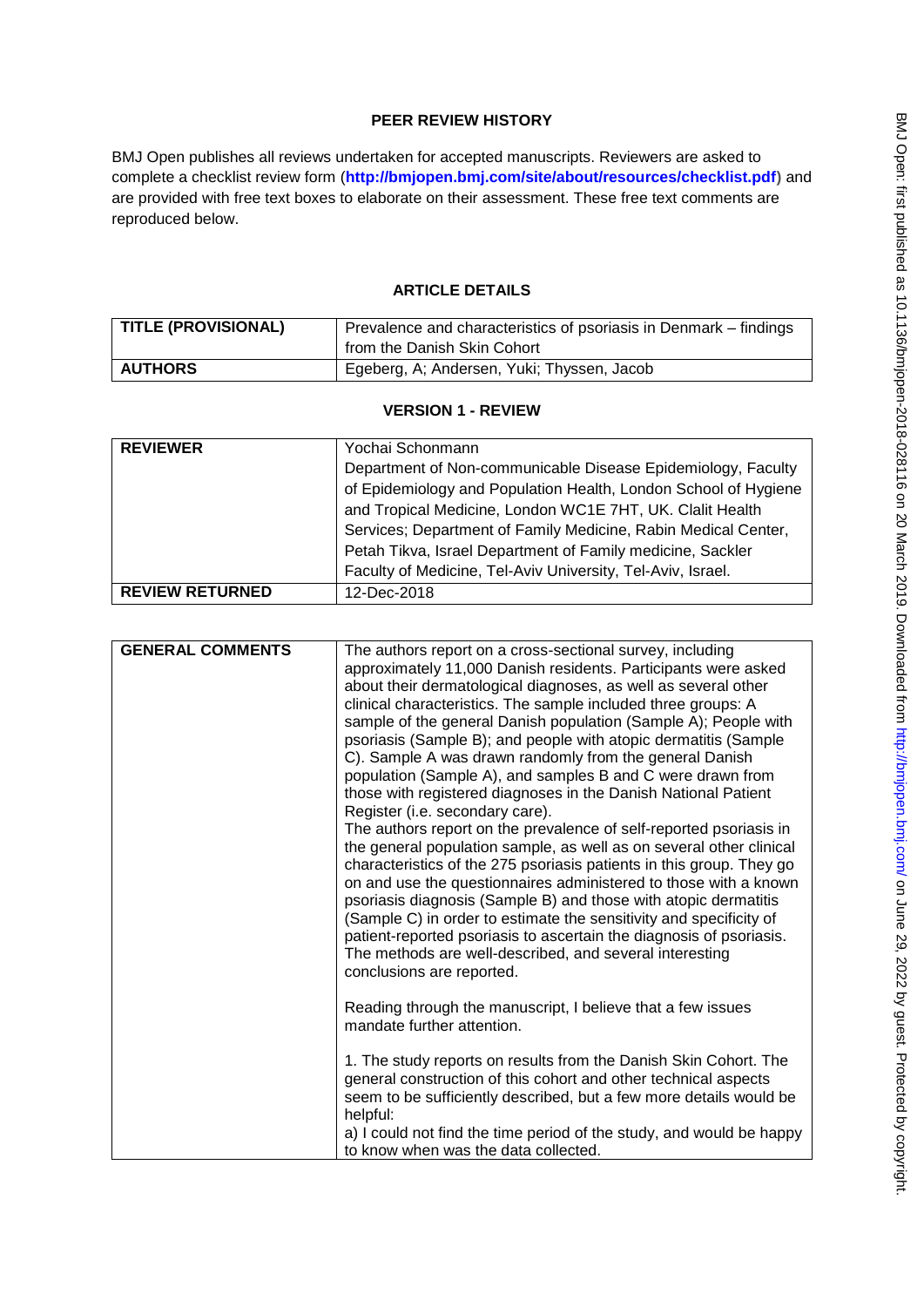**PEER REVIEW HISTORY**

BMJ Open publishes all reviews undertaken for accepted manuscripts. Reviewers are asked to complete a checklist review form (**http://bmjopen.bmj.com/site/about/resources/checklist.pdf**) and are provided with free text boxes to elaborate on their assessment. These free text comments are reproduced below.

**ARTICLE DETAILS**

| **TITLE (PROVISIONAL)** | Prevalence and characteristics of psoriasis in Denmark – findings from the Danish Skin Cohort |
|---|---|
| **AUTHORS** | Egeberg, A; Andersen, Yuki; Thyssen, Jacob |

**VERSION 1 - REVIEW**

| **REVIEWER** | Yochai Schonmann<br>Department of Non-communicable Disease Epidemiology, Faculty of Epidemiology and Population Health, London School of Hygiene and Tropical Medicine, London WC1E 7HT, UK. Clalit Health Services; Department of Family Medicine, Rabin Medical Center, Petah Tikva, Israel Department of Family medicine, Sackler Faculty of Medicine, Tel-Aviv University, Tel-Aviv, Israel. |
|---|---|
| **REVIEW RETURNED** | 12-Dec-2018 |

| **GENERAL COMMENTS** | The authors report on a cross-sectional survey, including approximately 11,000 Danish residents. Participants were asked about their dermatological diagnoses, as well as several other clinical characteristics. The sample included three groups: A sample of the general Danish population (Sample A); People with psoriasis (Sample B); and people with atopic dermatitis (Sample C). Sample A was drawn randomly from the general Danish population (Sample A), and samples B and C were drawn from those with registered diagnoses in the Danish National Patient Register (i.e. secondary care).<br>The authors report on the prevalence of self-reported psoriasis in the general population sample, as well as on several other clinical characteristics of the 275 psoriasis patients in this group. They go on and use the questionnaires administered to those with a known psoriasis diagnosis (Sample B) and those with atopic dermatitis (Sample C) in order to estimate the sensitivity and specificity of patient-reported psoriasis to ascertain the diagnosis of psoriasis. The methods are well-described, and several interesting conclusions are reported.<br><br>Reading through the manuscript, I believe that a few issues mandate further attention.<br><br>1. The study reports on results from the Danish Skin Cohort. The general construction of this cohort and other technical aspects seem to be sufficiently described, but a few more details would be helpful:<br>a) I could not find the time period of the study, and would be happy to know when was the data collected. |
|---|---|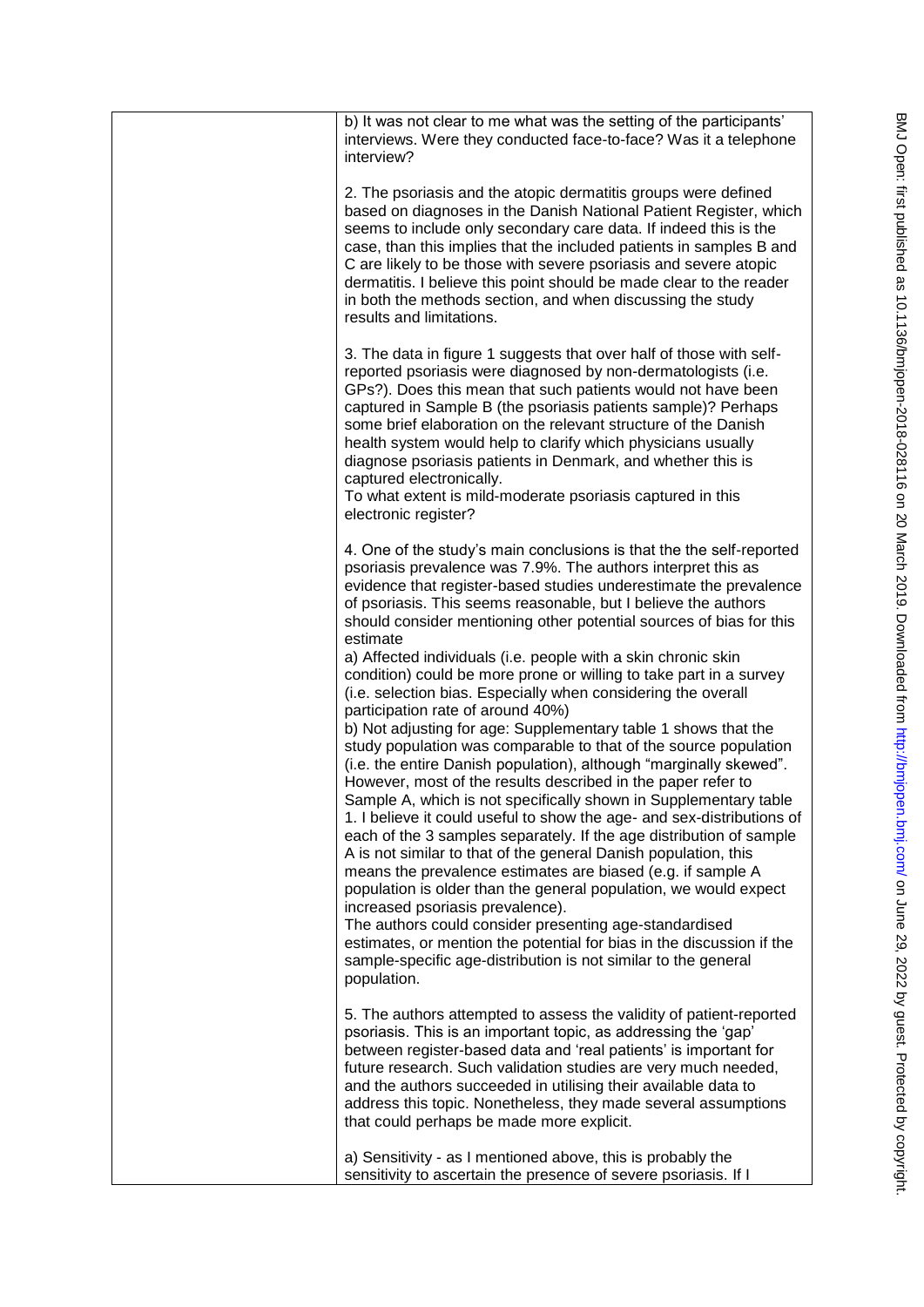b) It was not clear to me what was the setting of the participants' interviews. Were they conducted face-to-face? Was it a telephone interview?

2. The psoriasis and the atopic dermatitis groups were defined based on diagnoses in the Danish National Patient Register, which seems to include only secondary care data. If indeed this is the case, than this implies that the included patients in samples B and C are likely to be those with severe psoriasis and severe atopic dermatitis. I believe this point should be made clear to the reader in both the methods section, and when discussing the study results and limitations.

3. The data in figure 1 suggests that over half of those with self-reported psoriasis were diagnosed by non-dermatologists (i.e. GPs?). Does this mean that such patients would not have been captured in Sample B (the psoriasis patients sample)? Perhaps some brief elaboration on the relevant structure of the Danish health system would help to clarify which physicians usually diagnose psoriasis patients in Denmark, and whether this is captured electronically.
To what extent is mild-moderate psoriasis captured in this electronic register?

4. One of the study's main conclusions is that the the self-reported psoriasis prevalence was 7.9%. The authors interpret this as evidence that register-based studies underestimate the prevalence of psoriasis. This seems reasonable, but I believe the authors should consider mentioning other potential sources of bias for this estimate
a) Affected individuals (i.e. people with a skin chronic skin condition) could be more prone or willing to take part in a survey (i.e. selection bias. Especially when considering the overall participation rate of around 40%)
b) Not adjusting for age: Supplementary table 1 shows that the study population was comparable to that of the source population (i.e. the entire Danish population), although "marginally skewed". However, most of the results described in the paper refer to Sample A, which is not specifically shown in Supplementary table 1. I believe it could useful to show the age- and sex-distributions of each of the 3 samples separately. If the age distribution of sample A is not similar to that of the general Danish population, this means the prevalence estimates are biased (e.g. if sample A population is older than the general population, we would expect increased psoriasis prevalence).
The authors could consider presenting age-standardised estimates, or mention the potential for bias in the discussion if the sample-specific age-distribution is not similar to the general population.

5. The authors attempted to assess the validity of patient-reported psoriasis. This is an important topic, as addressing the 'gap' between register-based data and 'real patients' is important for future research. Such validation studies are very much needed, and the authors succeeded in utilising their available data to address this topic. Nonetheless, they made several assumptions that could perhaps be made more explicit.

a) Sensitivity - as I mentioned above, this is probably the sensitivity to ascertain the presence of severe psoriasis. If I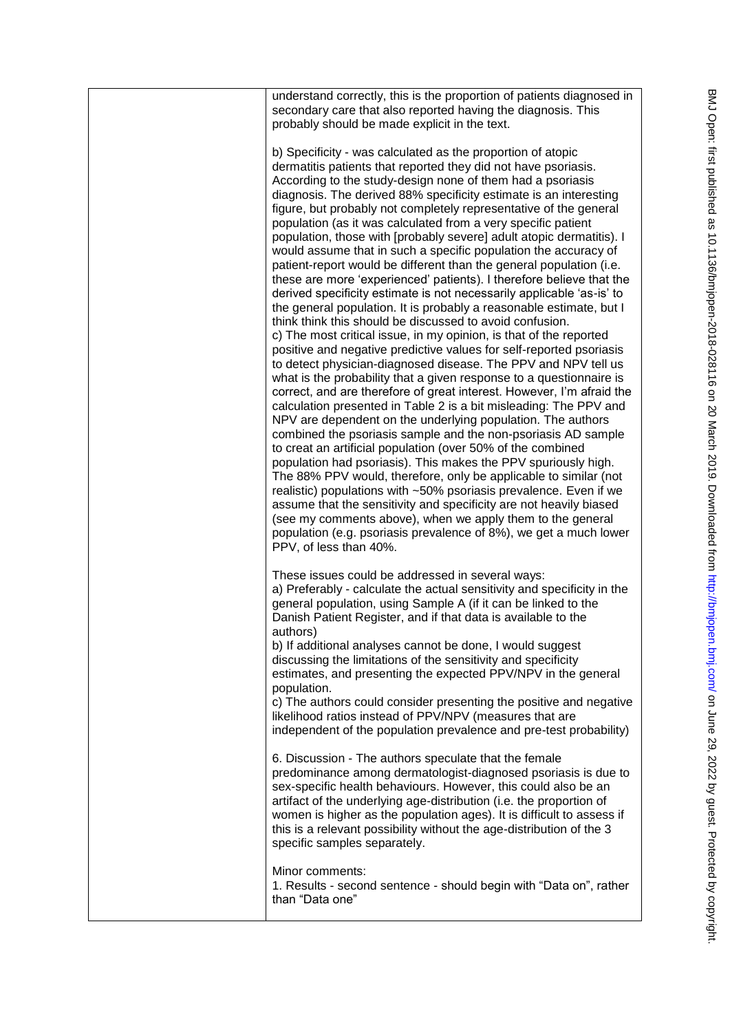understand correctly, this is the proportion of patients diagnosed in secondary care that also reported having the diagnosis. This probably should be made explicit in the text.

b) Specificity - was calculated as the proportion of atopic dermatitis patients that reported they did not have psoriasis. According to the study-design none of them had a psoriasis diagnosis. The derived 88% specificity estimate is an interesting figure, but probably not completely representative of the general population (as it was calculated from a very specific patient population, those with [probably severe] adult atopic dermatitis). I would assume that in such a specific population the accuracy of patient-report would be different than the general population (i.e. these are more 'experienced' patients). I therefore believe that the derived specificity estimate is not necessarily applicable 'as-is' to the general population. It is probably a reasonable estimate, but I think think this should be discussed to avoid confusion.
c) The most critical issue, in my opinion, is that of the reported positive and negative predictive values for self-reported psoriasis to detect physician-diagnosed disease. The PPV and NPV tell us what is the probability that a given response to a questionnaire is correct, and are therefore of great interest. However, I'm afraid the calculation presented in Table 2 is a bit misleading: The PPV and NPV are dependent on the underlying population. The authors combined the psoriasis sample and the non-psoriasis AD sample to creat an artificial population (over 50% of the combined population had psoriasis). This makes the PPV spuriously high. The 88% PPV would, therefore, only be applicable to similar (not realistic) populations with ~50% psoriasis prevalence. Even if we assume that the sensitivity and specificity are not heavily biased (see my comments above), when we apply them to the general population (e.g. psoriasis prevalence of 8%), we get a much lower PPV, of less than 40%.

These issues could be addressed in several ways:
a) Preferably - calculate the actual sensitivity and specificity in the general population, using Sample A (if it can be linked to the Danish Patient Register, and if that data is available to the authors)
b) If additional analyses cannot be done, I would suggest discussing the limitations of the sensitivity and specificity estimates, and presenting the expected PPV/NPV in the general population.
c) The authors could consider presenting the positive and negative likelihood ratios instead of PPV/NPV (measures that are independent of the population prevalence and pre-test probability)

6. Discussion - The authors speculate that the female predominance among dermatologist-diagnosed psoriasis is due to sex-specific health behaviours. However, this could also be an artifact of the underlying age-distribution (i.e. the proportion of women is higher as the population ages). It is difficult to assess if this is a relevant possibility without the age-distribution of the 3 specific samples separately.

Minor comments:
1. Results - second sentence - should begin with "Data on", rather than "Data one"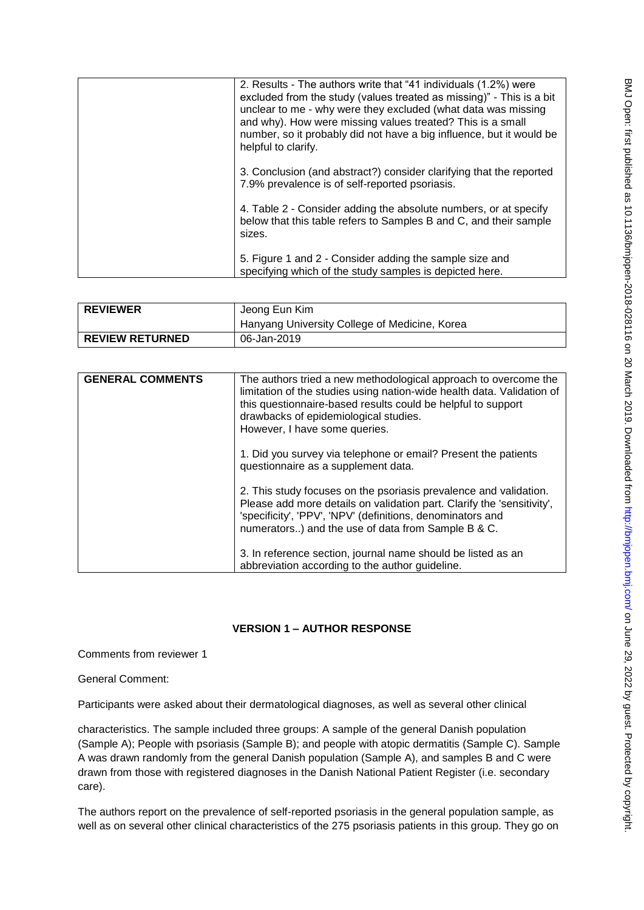| | |
|---|---|
| | 2. Results - The authors write that "41 individuals (1.2%) were excluded from the study (values treated as missing)" - This is a bit unclear to me - why were they excluded (what data was missing and why). How were missing values treated? This is a small number, so it probably did not have a big influence, but it would be helpful to clarify.<br><br>3. Conclusion (and abstract?) consider clarifying that the reported 7.9% prevalence is of self-reported psoriasis.<br><br>4. Table 2 - Consider adding the absolute numbers, or at specify below that this table refers to Samples B and C, and their sample sizes.<br><br>5. Figure 1 and 2 - Consider adding the sample size and specifying which of the study samples is depicted here. |

| | |
|---|---|
| **REVIEWER** | Jeong Eun Kim<br>Hanyang University College of Medicine, Korea |
| **REVIEW RETURNED** | 06-Jan-2019 |

| | |
|---|---|
| **GENERAL COMMENTS** | The authors tried a new methodological approach to overcome the limitation of the studies using nation-wide health data. Validation of this questionnaire-based results could be helpful to support drawbacks of epidemiological studies.<br>However, I have some queries.<br><br>1. Did you survey via telephone or email? Present the patients questionnaire as a supplement data.<br><br>2. This study focuses on the psoriasis prevalence and validation. Please add more details on validation part. Clarify the 'sensitivity', 'specificity', 'PPV', 'NPV' (definitions, denominators and numerators..) and the use of data from Sample B & C.<br><br>3. In reference section, journal name should be listed as an abbreviation according to the author guideline. |

## VERSION 1 – AUTHOR RESPONSE

Comments from reviewer 1

General Comment:

Participants were asked about their dermatological diagnoses, as well as several other clinical

characteristics. The sample included three groups: A sample of the general Danish population (Sample A); People with psoriasis (Sample B); and people with atopic dermatitis (Sample C). Sample A was drawn randomly from the general Danish population (Sample A), and samples B and C were drawn from those with registered diagnoses in the Danish National Patient Register (i.e. secondary care).

The authors report on the prevalence of self-reported psoriasis in the general population sample, as well as on several other clinical characteristics of the 275 psoriasis patients in this group. They go on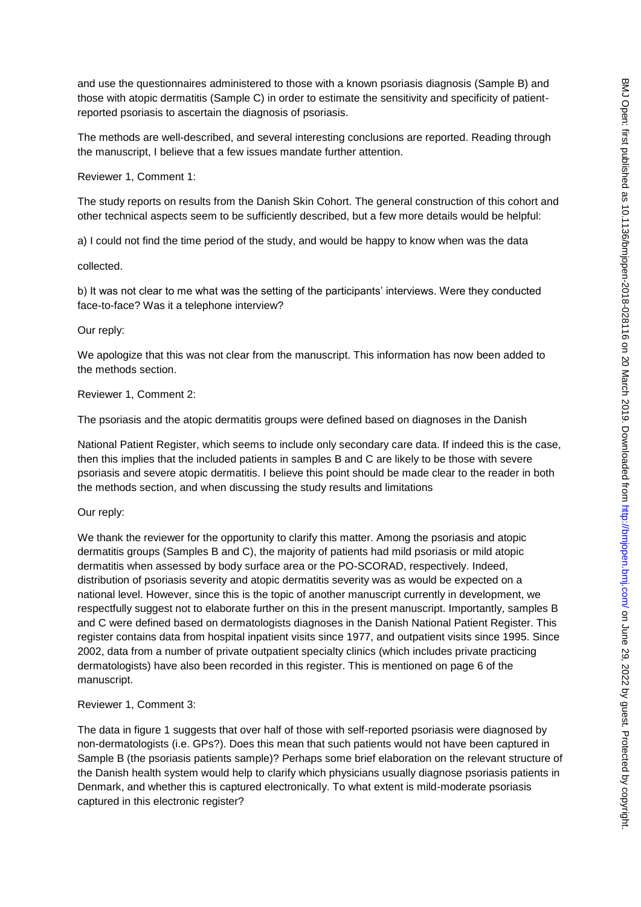and use the questionnaires administered to those with a known psoriasis diagnosis (Sample B) and those with atopic dermatitis (Sample C) in order to estimate the sensitivity and specificity of patient-reported psoriasis to ascertain the diagnosis of psoriasis.

The methods are well-described, and several interesting conclusions are reported. Reading through the manuscript, I believe that a few issues mandate further attention.

Reviewer 1, Comment 1:

The study reports on results from the Danish Skin Cohort. The general construction of this cohort and other technical aspects seem to be sufficiently described, but a few more details would be helpful:

a) I could not find the time period of the study, and would be happy to know when was the data collected.

b) It was not clear to me what was the setting of the participants' interviews. Were they conducted face-to-face? Was it a telephone interview?

Our reply:

We apologize that this was not clear from the manuscript. This information has now been added to the methods section.

Reviewer 1, Comment 2:

The psoriasis and the atopic dermatitis groups were defined based on diagnoses in the Danish National Patient Register, which seems to include only secondary care data. If indeed this is the case, then this implies that the included patients in samples B and C are likely to be those with severe psoriasis and severe atopic dermatitis. I believe this point should be made clear to the reader in both the methods section, and when discussing the study results and limitations

Our reply:

We thank the reviewer for the opportunity to clarify this matter. Among the psoriasis and atopic dermatitis groups (Samples B and C), the majority of patients had mild psoriasis or mild atopic dermatitis when assessed by body surface area or the PO-SCORAD, respectively. Indeed, distribution of psoriasis severity and atopic dermatitis severity was as would be expected on a national level. However, since this is the topic of another manuscript currently in development, we respectfully suggest not to elaborate further on this in the present manuscript. Importantly, samples B and C were defined based on dermatologists diagnoses in the Danish National Patient Register. This register contains data from hospital inpatient visits since 1977, and outpatient visits since 1995. Since 2002, data from a number of private outpatient specialty clinics (which includes private practicing dermatologists) have also been recorded in this register. This is mentioned on page 6 of the manuscript.

Reviewer 1, Comment 3:

The data in figure 1 suggests that over half of those with self-reported psoriasis were diagnosed by non-dermatologists (i.e. GPs?). Does this mean that such patients would not have been captured in Sample B (the psoriasis patients sample)? Perhaps some brief elaboration on the relevant structure of the Danish health system would help to clarify which physicians usually diagnose psoriasis patients in Denmark, and whether this is captured electronically. To what extent is mild-moderate psoriasis captured in this electronic register?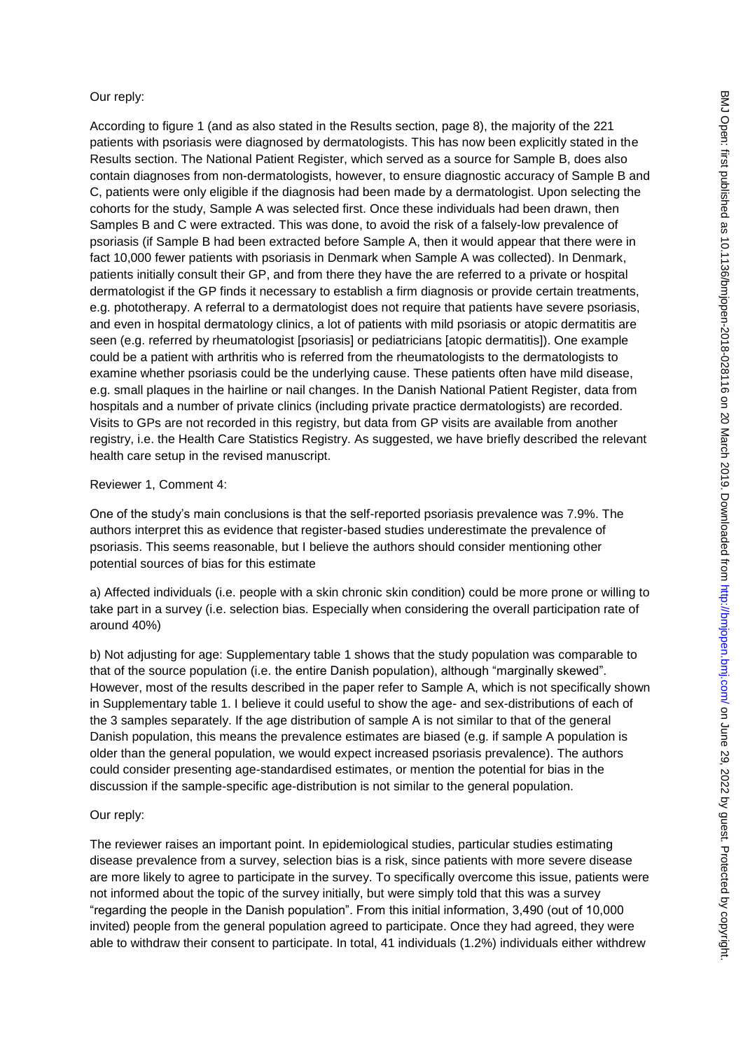Our reply:

According to figure 1 (and as also stated in the Results section, page 8), the majority of the 221 patients with psoriasis were diagnosed by dermatologists. This has now been explicitly stated in the Results section. The National Patient Register, which served as a source for Sample B, does also contain diagnoses from non-dermatologists, however, to ensure diagnostic accuracy of Sample B and C, patients were only eligible if the diagnosis had been made by a dermatologist. Upon selecting the cohorts for the study, Sample A was selected first. Once these individuals had been drawn, then Samples B and C were extracted. This was done, to avoid the risk of a falsely-low prevalence of psoriasis (if Sample B had been extracted before Sample A, then it would appear that there were in fact 10,000 fewer patients with psoriasis in Denmark when Sample A was collected). In Denmark, patients initially consult their GP, and from there they have the are referred to a private or hospital dermatologist if the GP finds it necessary to establish a firm diagnosis or provide certain treatments, e.g. phototherapy. A referral to a dermatologist does not require that patients have severe psoriasis, and even in hospital dermatology clinics, a lot of patients with mild psoriasis or atopic dermatitis are seen (e.g. referred by rheumatologist [psoriasis] or pediatricians [atopic dermatitis]). One example could be a patient with arthritis who is referred from the rheumatologists to the dermatologists to examine whether psoriasis could be the underlying cause. These patients often have mild disease, e.g. small plaques in the hairline or nail changes. In the Danish National Patient Register, data from hospitals and a number of private clinics (including private practice dermatologists) are recorded. Visits to GPs are not recorded in this registry, but data from GP visits are available from another registry, i.e. the Health Care Statistics Registry. As suggested, we have briefly described the relevant health care setup in the revised manuscript.

Reviewer 1, Comment 4:

One of the study's main conclusions is that the self-reported psoriasis prevalence was 7.9%. The authors interpret this as evidence that register-based studies underestimate the prevalence of psoriasis. This seems reasonable, but I believe the authors should consider mentioning other potential sources of bias for this estimate

a) Affected individuals (i.e. people with a skin chronic skin condition) could be more prone or willing to take part in a survey (i.e. selection bias. Especially when considering the overall participation rate of around 40%)

b) Not adjusting for age: Supplementary table 1 shows that the study population was comparable to that of the source population (i.e. the entire Danish population), although "marginally skewed". However, most of the results described in the paper refer to Sample A, which is not specifically shown in Supplementary table 1. I believe it could useful to show the age- and sex-distributions of each of the 3 samples separately. If the age distribution of sample A is not similar to that of the general Danish population, this means the prevalence estimates are biased (e.g. if sample A population is older than the general population, we would expect increased psoriasis prevalence). The authors could consider presenting age-standardised estimates, or mention the potential for bias in the discussion if the sample-specific age-distribution is not similar to the general population.

Our reply:

The reviewer raises an important point. In epidemiological studies, particular studies estimating disease prevalence from a survey, selection bias is a risk, since patients with more severe disease are more likely to agree to participate in the survey. To specifically overcome this issue, patients were not informed about the topic of the survey initially, but were simply told that this was a survey "regarding the people in the Danish population". From this initial information, 3,490 (out of 10,000 invited) people from the general population agreed to participate. Once they had agreed, they were able to withdraw their consent to participate. In total, 41 individuals (1.2%) individuals either withdrew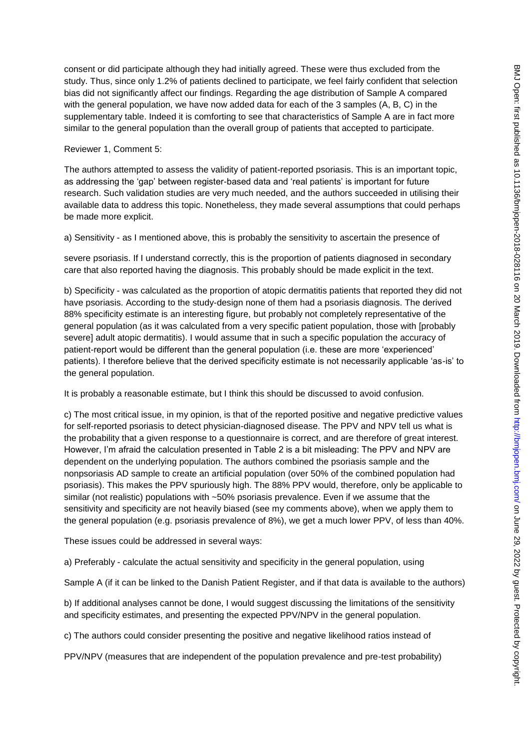consent or did participate although they had initially agreed. These were thus excluded from the study. Thus, since only 1.2% of patients declined to participate, we feel fairly confident that selection bias did not significantly affect our findings. Regarding the age distribution of Sample A compared with the general population, we have now added data for each of the 3 samples (A, B, C) in the supplementary table. Indeed it is comforting to see that characteristics of Sample A are in fact more similar to the general population than the overall group of patients that accepted to participate.

Reviewer 1, Comment 5:

The authors attempted to assess the validity of patient-reported psoriasis. This is an important topic, as addressing the 'gap' between register-based data and 'real patients' is important for future research. Such validation studies are very much needed, and the authors succeeded in utilising their available data to address this topic. Nonetheless, they made several assumptions that could perhaps be made more explicit.

a) Sensitivity - as I mentioned above, this is probably the sensitivity to ascertain the presence of

severe psoriasis. If I understand correctly, this is the proportion of patients diagnosed in secondary care that also reported having the diagnosis. This probably should be made explicit in the text.

b) Specificity - was calculated as the proportion of atopic dermatitis patients that reported they did not have psoriasis. According to the study-design none of them had a psoriasis diagnosis. The derived 88% specificity estimate is an interesting figure, but probably not completely representative of the general population (as it was calculated from a very specific patient population, those with [probably severe] adult atopic dermatitis). I would assume that in such a specific population the accuracy of patient-report would be different than the general population (i.e. these are more 'experienced' patients). I therefore believe that the derived specificity estimate is not necessarily applicable 'as-is' to the general population.

It is probably a reasonable estimate, but I think this should be discussed to avoid confusion.

c) The most critical issue, in my opinion, is that of the reported positive and negative predictive values for self-reported psoriasis to detect physician-diagnosed disease. The PPV and NPV tell us what is the probability that a given response to a questionnaire is correct, and are therefore of great interest. However, I'm afraid the calculation presented in Table 2 is a bit misleading: The PPV and NPV are dependent on the underlying population. The authors combined the psoriasis sample and the nonpsoriasis AD sample to create an artificial population (over 50% of the combined population had psoriasis). This makes the PPV spuriously high. The 88% PPV would, therefore, only be applicable to similar (not realistic) populations with ~50% psoriasis prevalence. Even if we assume that the sensitivity and specificity are not heavily biased (see my comments above), when we apply them to the general population (e.g. psoriasis prevalence of 8%), we get a much lower PPV, of less than 40%.

These issues could be addressed in several ways:

a) Preferably - calculate the actual sensitivity and specificity in the general population, using

Sample A (if it can be linked to the Danish Patient Register, and if that data is available to the authors)

b) If additional analyses cannot be done, I would suggest discussing the limitations of the sensitivity and specificity estimates, and presenting the expected PPV/NPV in the general population.

c) The authors could consider presenting the positive and negative likelihood ratios instead of

PPV/NPV (measures that are independent of the population prevalence and pre-test probability)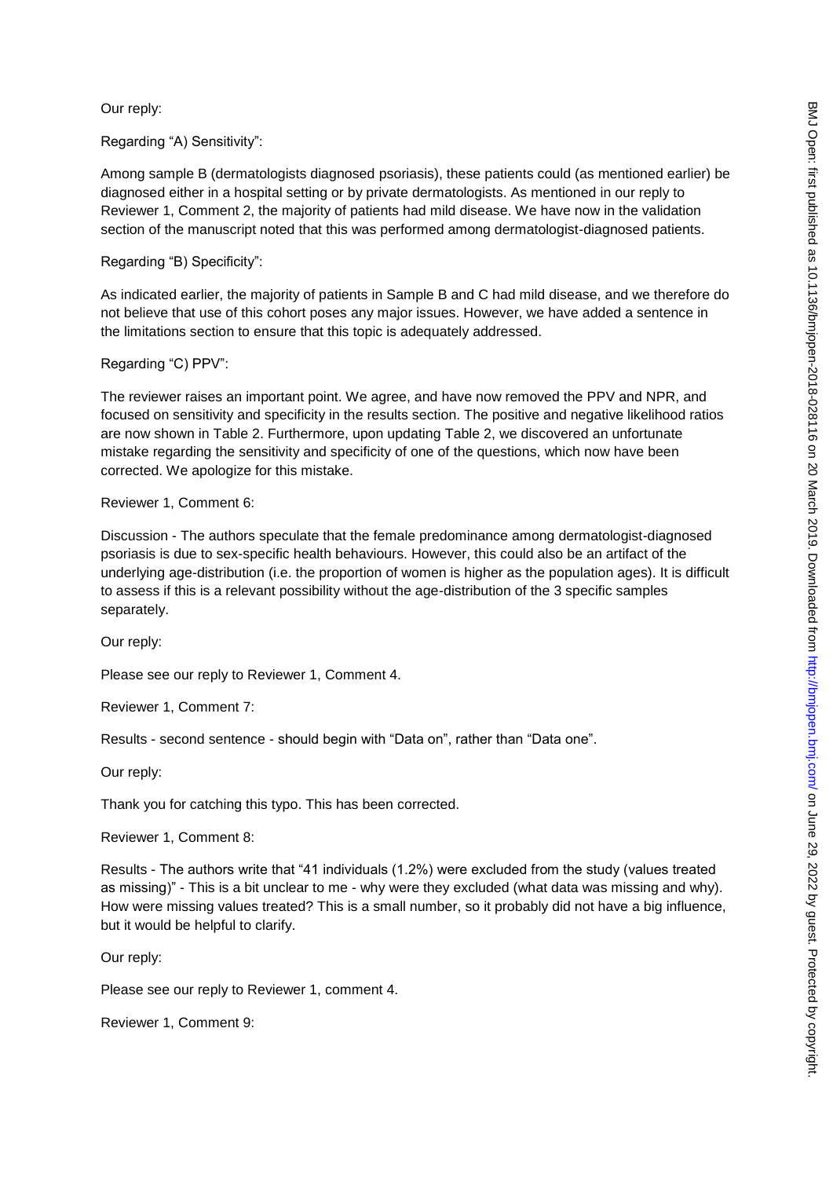Our reply:

Regarding “A) Sensitivity”:

Among sample B (dermatologists diagnosed psoriasis), these patients could (as mentioned earlier) be diagnosed either in a hospital setting or by private dermatologists. As mentioned in our reply to Reviewer 1, Comment 2, the majority of patients had mild disease. We have now in the validation section of the manuscript noted that this was performed among dermatologist-diagnosed patients.

Regarding “B) Specificity”:

As indicated earlier, the majority of patients in Sample B and C had mild disease, and we therefore do not believe that use of this cohort poses any major issues. However, we have added a sentence in the limitations section to ensure that this topic is adequately addressed.

Regarding “C) PPV”:

The reviewer raises an important point. We agree, and have now removed the PPV and NPR, and focused on sensitivity and specificity in the results section. The positive and negative likelihood ratios are now shown in Table 2. Furthermore, upon updating Table 2, we discovered an unfortunate mistake regarding the sensitivity and specificity of one of the questions, which now have been corrected. We apologize for this mistake.

Reviewer 1, Comment 6:

Discussion - The authors speculate that the female predominance among dermatologist-diagnosed psoriasis is due to sex-specific health behaviours. However, this could also be an artifact of the underlying age-distribution (i.e. the proportion of women is higher as the population ages). It is difficult to assess if this is a relevant possibility without the age-distribution of the 3 specific samples separately.

Our reply:

Please see our reply to Reviewer 1, Comment 4.

Reviewer 1, Comment 7:

Results - second sentence - should begin with “Data on”, rather than “Data one”.

Our reply:

Thank you for catching this typo. This has been corrected.

Reviewer 1, Comment 8:

Results - The authors write that “41 individuals (1.2%) were excluded from the study (values treated as missing)” - This is a bit unclear to me - why were they excluded (what data was missing and why). How were missing values treated? This is a small number, so it probably did not have a big influence, but it would be helpful to clarify.

Our reply:

Please see our reply to Reviewer 1, comment 4.

Reviewer 1, Comment 9: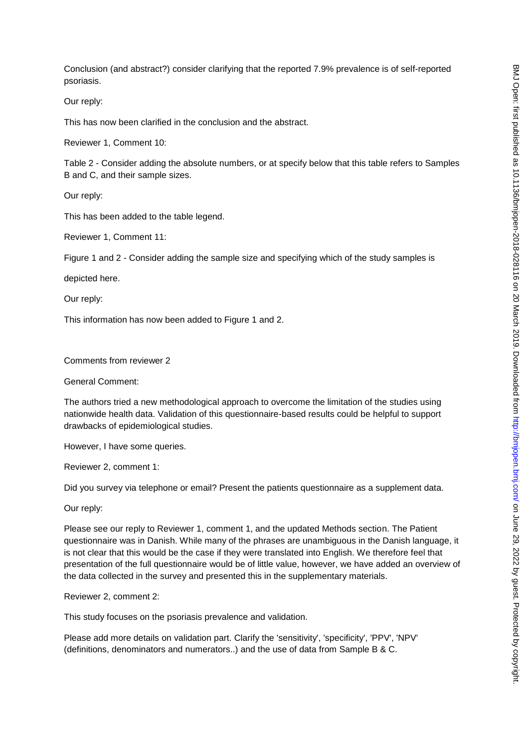Conclusion (and abstract?) consider clarifying that the reported 7.9% prevalence is of self-reported psoriasis.

Our reply:

This has now been clarified in the conclusion and the abstract.

Reviewer 1, Comment 10:

Table 2 - Consider adding the absolute numbers, or at specify below that this table refers to Samples B and C, and their sample sizes.

Our reply:

This has been added to the table legend.

Reviewer 1, Comment 11:

Figure 1 and 2 - Consider adding the sample size and specifying which of the study samples is

depicted here.

Our reply:

This information has now been added to Figure 1 and 2.

Comments from reviewer 2

General Comment:

The authors tried a new methodological approach to overcome the limitation of the studies using nationwide health data. Validation of this questionnaire-based results could be helpful to support drawbacks of epidemiological studies.

However, I have some queries.

Reviewer 2, comment 1:

Did you survey via telephone or email? Present the patients questionnaire as a supplement data.

Our reply:

Please see our reply to Reviewer 1, comment 1, and the updated Methods section. The Patient questionnaire was in Danish. While many of the phrases are unambiguous in the Danish language, it is not clear that this would be the case if they were translated into English. We therefore feel that presentation of the full questionnaire would be of little value, however, we have added an overview of the data collected in the survey and presented this in the supplementary materials.

Reviewer 2, comment 2:

This study focuses on the psoriasis prevalence and validation.

Please add more details on validation part. Clarify the 'sensitivity', 'specificity', 'PPV', 'NPV' (definitions, denominators and numerators..) and the use of data from Sample B & C.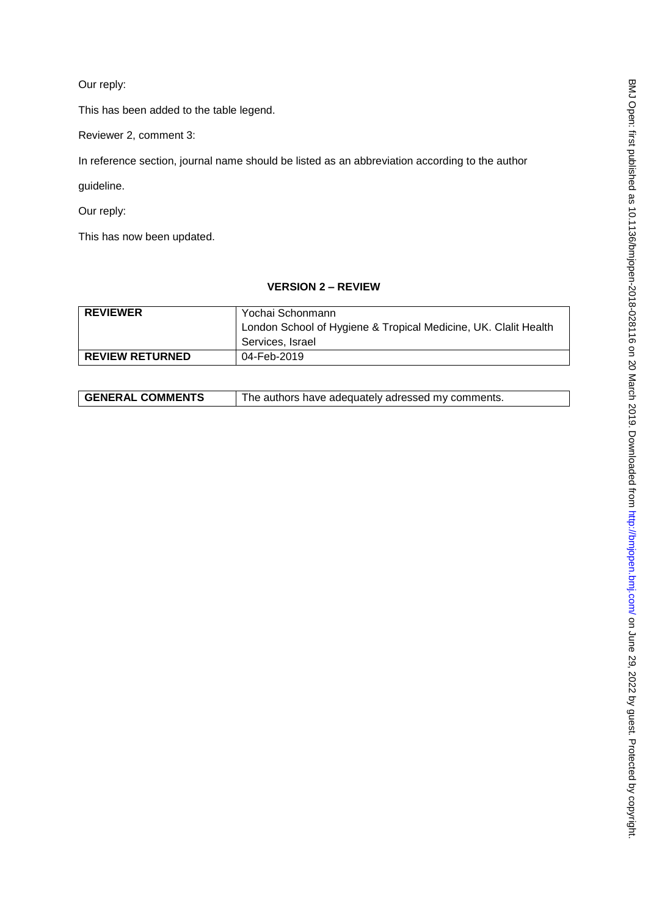Our reply:

This has been added to the table legend.

Reviewer 2, comment 3:

In reference section, journal name should be listed as an abbreviation according to the author guideline.

Our reply:

This has now been updated.

**VERSION 2 – REVIEW**

| | |
|---|---|
| **REVIEWER** | Yochai Schonmann<br>London School of Hygiene & Tropical Medicine, UK. Clalit Health Services, Israel |
| **REVIEW RETURNED** | 04-Feb-2019 |

| | |
|---|---|
| **GENERAL COMMENTS** | The authors have adequately adressed my comments. |